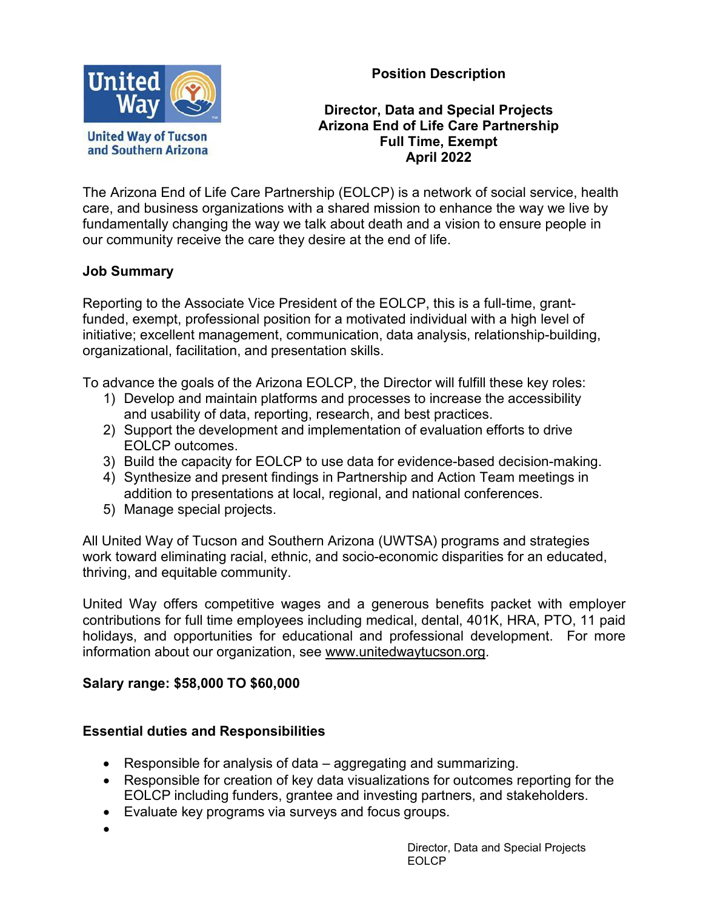United Way of Tucson and Southern Arizona

**Position Description**

**Director, Data and Special Projects**
**Arizona End of Life Care Partnership**
**Full Time, Exempt**
**April 2022**

The Arizona End of Life Care Partnership (EOLCP) is a network of social service, health care, and business organizations with a shared mission to enhance the way we live by fundamentally changing the way we talk about death and a vision to ensure people in our community receive the care they desire at the end of life.

## Job Summary

Reporting to the Associate Vice President of the EOLCP, this is a full-time, grant-funded, exempt, professional position for a motivated individual with a high level of initiative; excellent management, communication, data analysis, relationship-building, organizational, facilitation, and presentation skills.

To advance the goals of the Arizona EOLCP, the Director will fulfill these key roles:

1) Develop and maintain platforms and processes to increase the accessibility and usability of data, reporting, research, and best practices.
2) Support the development and implementation of evaluation efforts to drive EOLCP outcomes.
3) Build the capacity for EOLCP to use data for evidence-based decision-making.
4) Synthesize and present findings in Partnership and Action Team meetings in addition to presentations at local, regional, and national conferences.
5) Manage special projects.

All United Way of Tucson and Southern Arizona (UWTSA) programs and strategies work toward eliminating racial, ethnic, and socio-economic disparities for an educated, thriving, and equitable community.

United Way offers competitive wages and a generous benefits packet with employer contributions for full time employees including medical, dental, 401K, HRA, PTO, 11 paid holidays, and opportunities for educational and professional development. For more information about our organization, see www.unitedwaytucson.org.

**Salary range: $58,000 TO $60,000**

## Essential duties and Responsibilities

- Responsible for analysis of data – aggregating and summarizing.
- Responsible for creation of key data visualizations for outcomes reporting for the EOLCP including funders, grantee and investing partners, and stakeholders.
- Evaluate key programs via surveys and focus groups.
-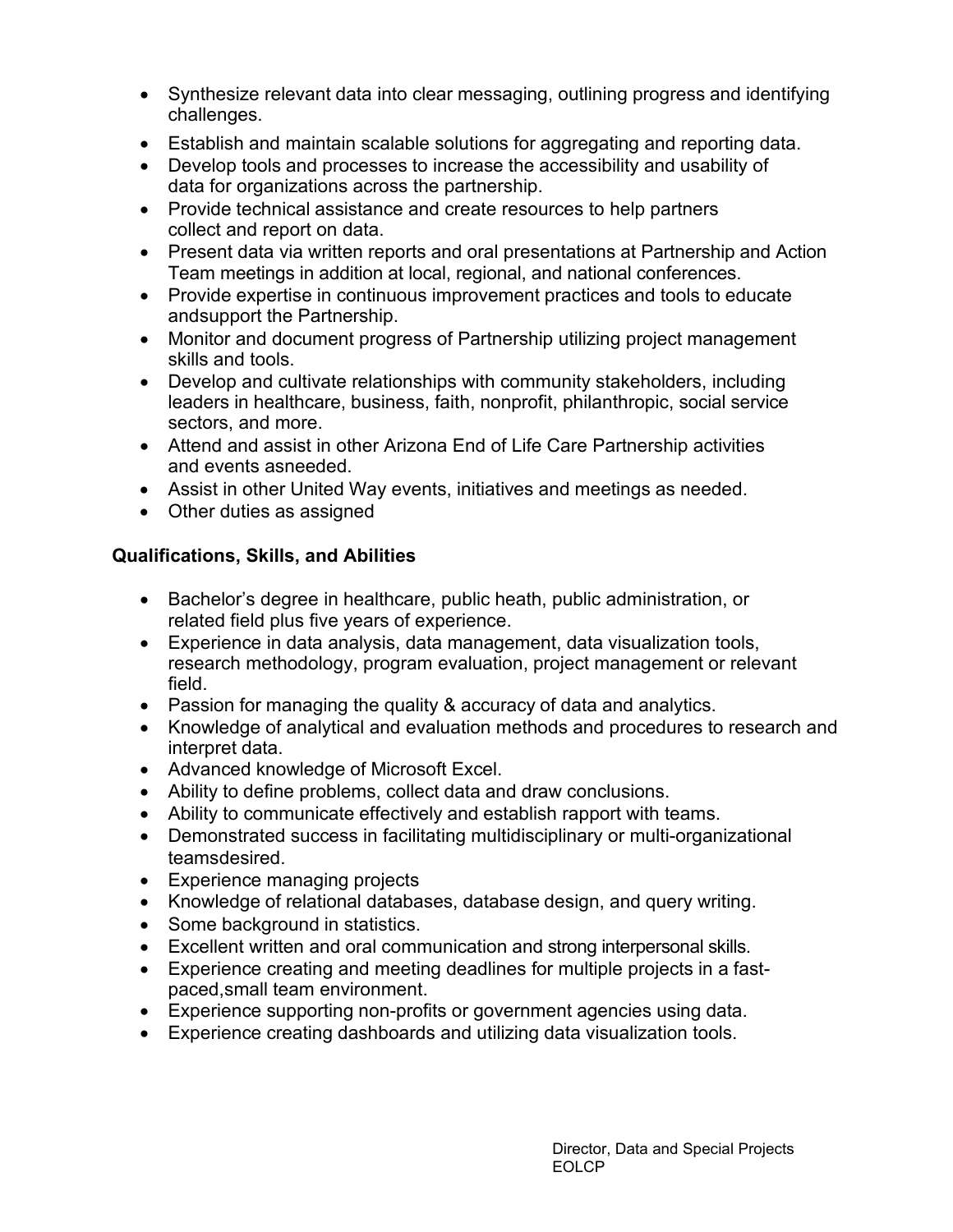- Synthesize relevant data into clear messaging, outlining progress and identifying challenges.
- Establish and maintain scalable solutions for aggregating and reporting data.
- Develop tools and processes to increase the accessibility and usability of data for organizations across the partnership.
- Provide technical assistance and create resources to help partners collect and report on data.
- Present data via written reports and oral presentations at Partnership and Action Team meetings in addition at local, regional, and national conferences.
- Provide expertise in continuous improvement practices and tools to educate andsupport the Partnership.
- Monitor and document progress of Partnership utilizing project management skills and tools.
- Develop and cultivate relationships with community stakeholders, including leaders in healthcare, business, faith, nonprofit, philanthropic, social service sectors, and more.
- Attend and assist in other Arizona End of Life Care Partnership activities and events asneeded.
- Assist in other United Way events, initiatives and meetings as needed.
- Other duties as assigned

**Qualifications, Skills, and Abilities**

- Bachelor's degree in healthcare, public heath, public administration, or related field plus five years of experience.
- Experience in data analysis, data management, data visualization tools, research methodology, program evaluation, project management or relevant field.
- Passion for managing the quality & accuracy of data and analytics.
- Knowledge of analytical and evaluation methods and procedures to research and interpret data.
- Advanced knowledge of Microsoft Excel.
- Ability to define problems, collect data and draw conclusions.
- Ability to communicate effectively and establish rapport with teams.
- Demonstrated success in facilitating multidisciplinary or multi-organizational teamsdesired.
- Experience managing projects
- Knowledge of relational databases, database design, and query writing.
- Some background in statistics.
- Excellent written and oral communication and strong interpersonal skills.
- Experience creating and meeting deadlines for multiple projects in a fast-paced,small team environment.
- Experience supporting non-profits or government agencies using data.
- Experience creating dashboards and utilizing data visualization tools.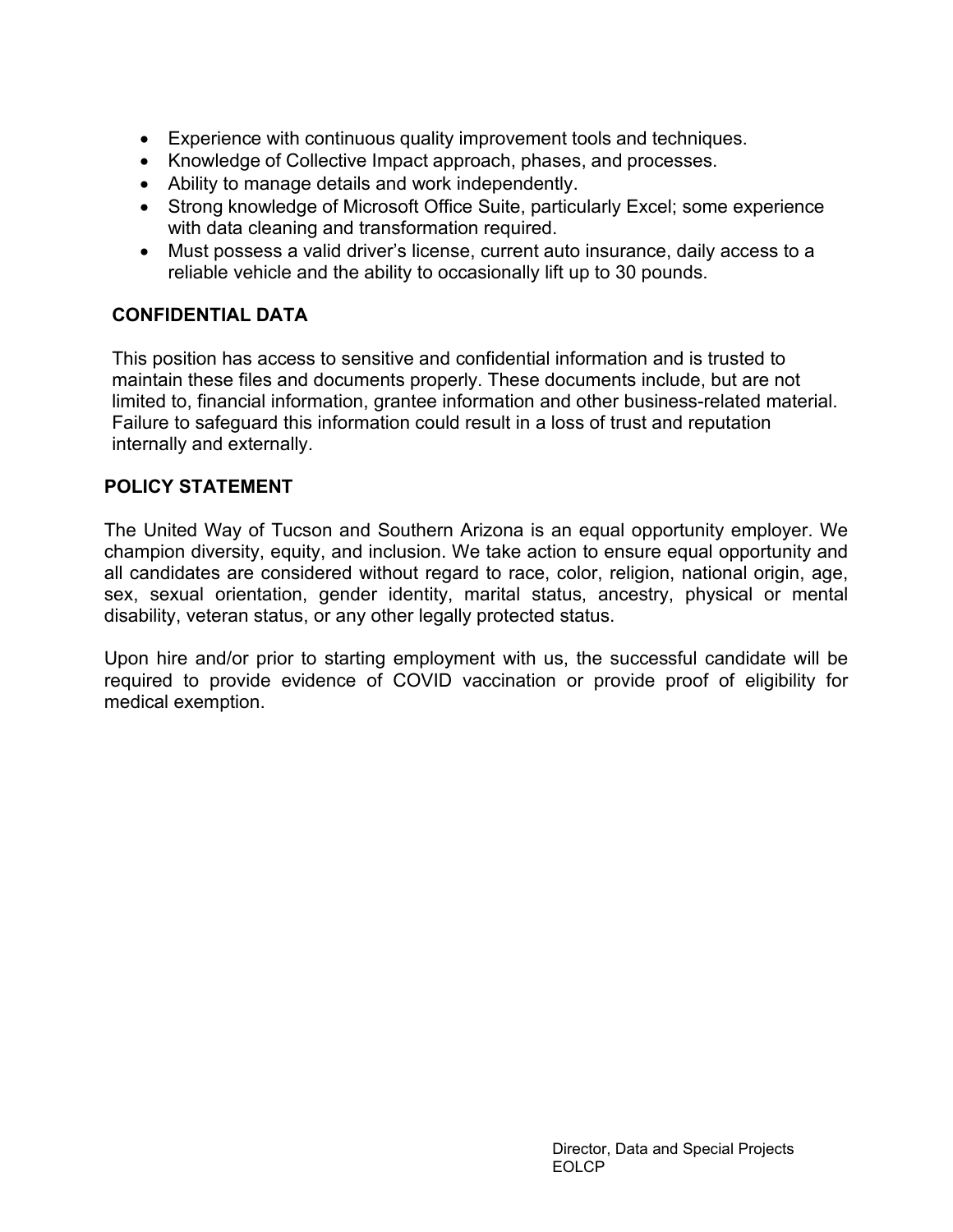- Experience with continuous quality improvement tools and techniques.
- Knowledge of Collective Impact approach, phases, and processes.
- Ability to manage details and work independently.
- Strong knowledge of Microsoft Office Suite, particularly Excel; some experience with data cleaning and transformation required.
- Must possess a valid driver's license, current auto insurance, daily access to a reliable vehicle and the ability to occasionally lift up to 30 pounds.

**CONFIDENTIAL DATA**

This position has access to sensitive and confidential information and is trusted to maintain these files and documents properly. These documents include, but are not limited to, financial information, grantee information and other business-related material. Failure to safeguard this information could result in a loss of trust and reputation internally and externally.

**POLICY STATEMENT**

The United Way of Tucson and Southern Arizona is an equal opportunity employer. We champion diversity, equity, and inclusion. We take action to ensure equal opportunity and all candidates are considered without regard to race, color, religion, national origin, age, sex, sexual orientation, gender identity, marital status, ancestry, physical or mental disability, veteran status, or any other legally protected status.

Upon hire and/or prior to starting employment with us, the successful candidate will be required to provide evidence of COVID vaccination or provide proof of eligibility for medical exemption.